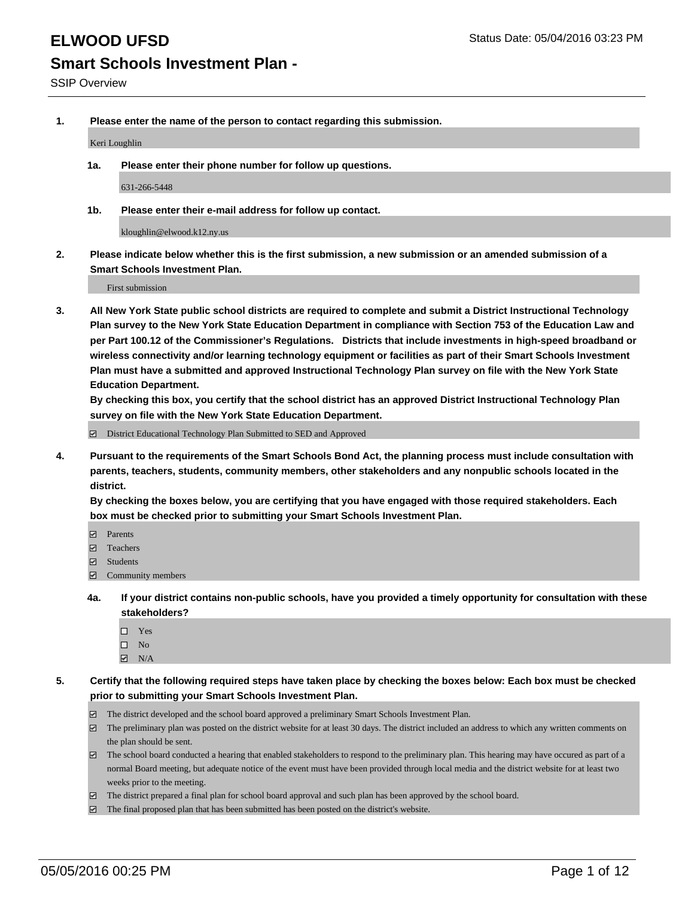# ELWOOD UFSD

Status Date: 05/04/2016 03:23 PM

## Smart Schools Investment Plan -

SSIP Overview

**1. Please enter the name of the person to contact regarding this submission.**

Keri Loughlin

**1a. Please enter their phone number for follow up questions.**

631-266-5448

**1b. Please enter their e-mail address for follow up contact.**

kloughlin@elwood.k12.ny.us

**2. Please indicate below whether this is the first submission, a new submission or an amended submission of a Smart Schools Investment Plan.**

First submission

**3. All New York State public school districts are required to complete and submit a District Instructional Technology Plan survey to the New York State Education Department in compliance with Section 753 of the Education Law and per Part 100.12 of the Commissioner's Regulations. Districts that include investments in high-speed broadband or wireless connectivity and/or learning technology equipment or facilities as part of their Smart Schools Investment Plan must have a submitted and approved Instructional Technology Plan survey on file with the New York State Education Department.**
**By checking this box, you certify that the school district has an approved District Instructional Technology Plan survey on file with the New York State Education Department.**

- [x] District Educational Technology Plan Submitted to SED and Approved

**4. Pursuant to the requirements of the Smart Schools Bond Act, the planning process must include consultation with parents, teachers, students, community members, other stakeholders and any nonpublic schools located in the district.**
**By checking the boxes below, you are certifying that you have engaged with those required stakeholders. Each box must be checked prior to submitting your Smart Schools Investment Plan.**

- [x] Parents
- [x] Teachers
- [x] Students
- [x] Community members

**4a. If your district contains non-public schools, have you provided a timely opportunity for consultation with these stakeholders?**

- [ ] Yes
- [ ] No
- [x] N/A

**5. Certify that the following required steps have taken place by checking the boxes below: Each box must be checked prior to submitting your Smart Schools Investment Plan.**

- [x] The district developed and the school board approved a preliminary Smart Schools Investment Plan.
- [x] The preliminary plan was posted on the district website for at least 30 days. The district included an address to which any written comments on the plan should be sent.
- [x] The school board conducted a hearing that enabled stakeholders to respond to the preliminary plan. This hearing may have occured as part of a normal Board meeting, but adequate notice of the event must have been provided through local media and the district website for at least two weeks prior to the meeting.
- [x] The district prepared a final plan for school board approval and such plan has been approved by the school board.
- [x] The final proposed plan that has been submitted has been posted on the district's website.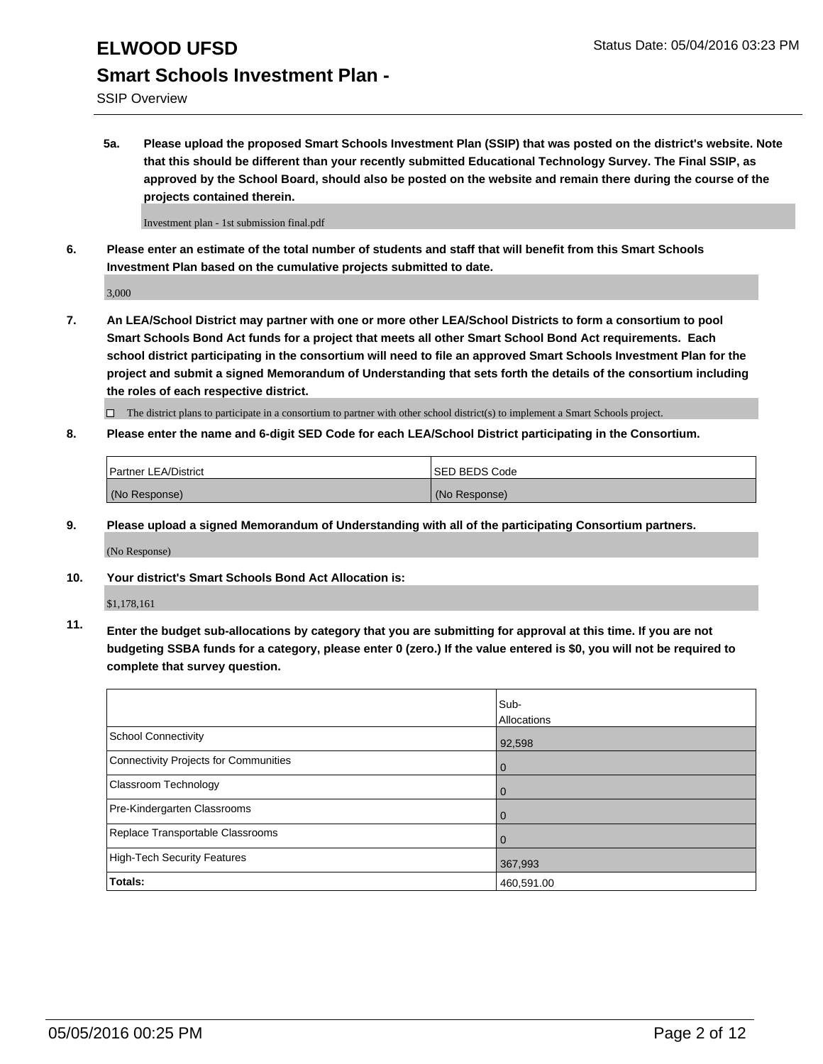# ELWOOD UFSD

Status Date: 05/04/2016 03:23 PM

## Smart Schools Investment Plan -

SSIP Overview

**5a. Please upload the proposed Smart Schools Investment Plan (SSIP) that was posted on the district's website. Note that this should be different than your recently submitted Educational Technology Survey. The Final SSIP, as approved by the School Board, should also be posted on the website and remain there during the course of the projects contained therein.**

Investment plan - 1st submission final.pdf

**6. Please enter an estimate of the total number of students and staff that will benefit from this Smart Schools Investment Plan based on the cumulative projects submitted to date.**

3,000

**7. An LEA/School District may partner with one or more other LEA/School Districts to form a consortium to pool Smart Schools Bond Act funds for a project that meets all other Smart School Bond Act requirements. Each school district participating in the consortium will need to file an approved Smart Schools Investment Plan for the project and submit a signed Memorandum of Understanding that sets forth the details of the consortium including the roles of each respective district.**

☐ The district plans to participate in a consortium to partner with other school district(s) to implement a Smart Schools project.

**8. Please enter the name and 6-digit SED Code for each LEA/School District participating in the Consortium.**

| Partner LEA/District | SED BEDS Code |
|---|---|
| (No Response) | (No Response) |

**9. Please upload a signed Memorandum of Understanding with all of the participating Consortium partners.**

(No Response)

**10. Your district's Smart Schools Bond Act Allocation is:**

$1,178,161

**11. Enter the budget sub-allocations by category that you are submitting for approval at this time. If you are not budgeting SSBA funds for a category, please enter 0 (zero.) If the value entered is $0, you will not be required to complete that survey question.**

| | Sub-Allocations |
|---|---|
| School Connectivity | 92,598 |
| Connectivity Projects for Communities | 0 |
| Classroom Technology | 0 |
| Pre-Kindergarten Classrooms | 0 |
| Replace Transportable Classrooms | 0 |
| High-Tech Security Features | 367,993 |
| **Totals:** | 460,591.00 |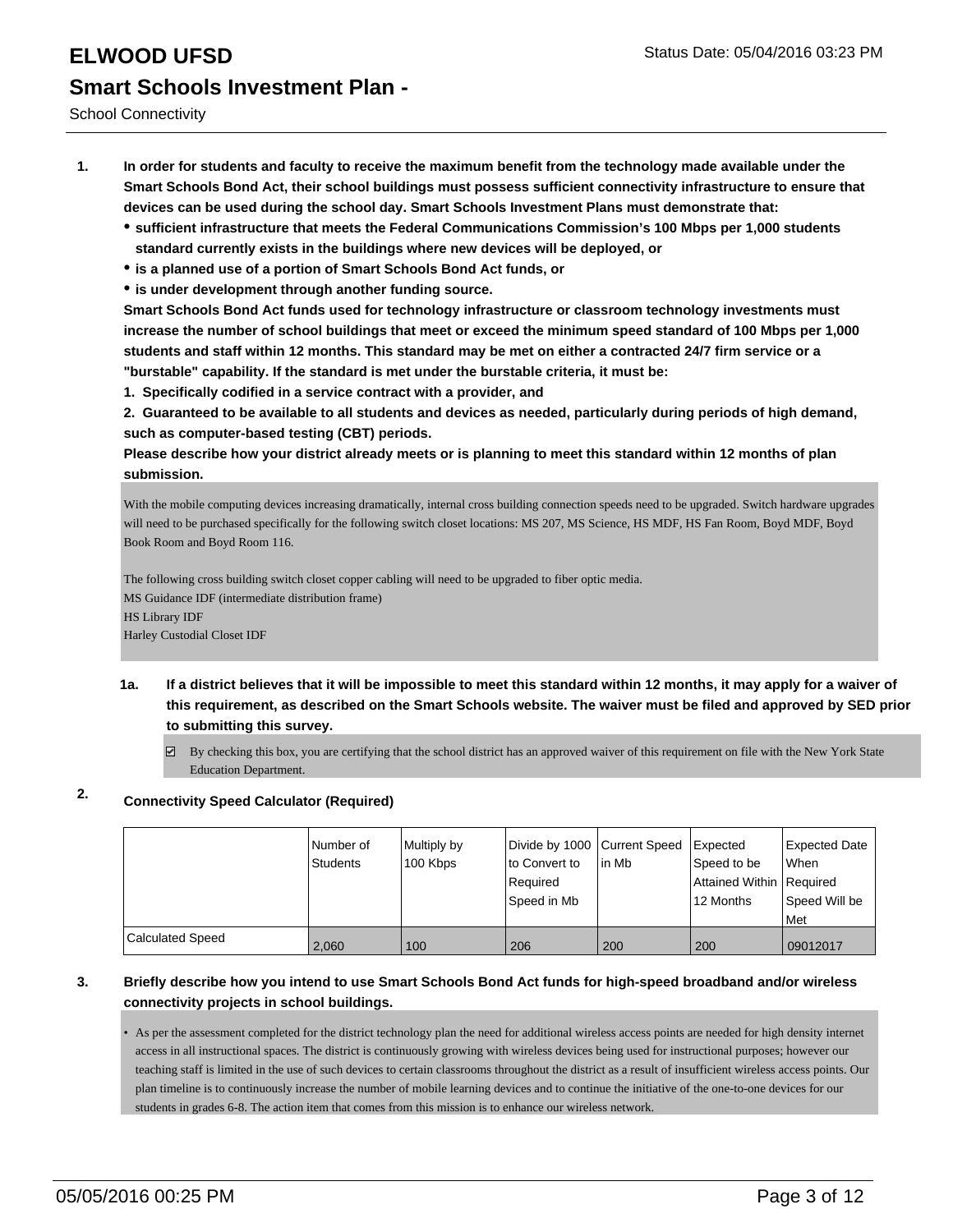# ELWOOD UFSD

## Smart Schools Investment Plan -

School Connectivity

1. **In order for students and faculty to receive the maximum benefit from the technology made available under the Smart Schools Bond Act, their school buildings must possess sufficient connectivity infrastructure to ensure that devices can be used during the school day. Smart Schools Investment Plans must demonstrate that:**
   - **sufficient infrastructure that meets the Federal Communications Commission's 100 Mbps per 1,000 students standard currently exists in the buildings where new devices will be deployed, or**
   - **is a planned use of a portion of Smart Schools Bond Act funds, or**
   - **is under development through another funding source.**

   **Smart Schools Bond Act funds used for technology infrastructure or classroom technology investments must increase the number of school buildings that meet or exceed the minimum speed standard of 100 Mbps per 1,000 students and staff within 12 months. This standard may be met on either a contracted 24/7 firm service or a "burstable" capability. If the standard is met under the burstable criteria, it must be:**

   **1. Specifically codified in a service contract with a provider, and**

   **2. Guaranteed to be available to all students and devices as needed, particularly during periods of high demand, such as computer-based testing (CBT) periods.**

   **Please describe how your district already meets or is planning to meet this standard within 12 months of plan submission.**

   With the mobile computing devices increasing dramatically, internal cross building connection speeds need to be upgraded. Switch hardware upgrades will need to be purchased specifically for the following switch closet locations: MS 207, MS Science, HS MDF, HS Fan Room, Boyd MDF, Boyd Book Room and Boyd Room 116.

   The following cross building switch closet copper cabling will need to be upgraded to fiber optic media.
   MS Guidance IDF (intermediate distribution frame)
   HS Library IDF
   Harley Custodial Closet IDF

   **1a. If a district believes that it will be impossible to meet this standard within 12 months, it may apply for a waiver of this requirement, as described on the Smart Schools website. The waiver must be filed and approved by SED prior to submitting this survey.**

   ☑ By checking this box, you are certifying that the school district has an approved waiver of this requirement on file with the New York State Education Department.

2. **Connectivity Speed Calculator (Required)**

| | Number of Students | Multiply by 100 Kbps | Divide by 1000 to Convert to Required Speed in Mb | Current Speed in Mb | Expected Speed to be Attained Within 12 Months | Expected Date When Required Speed Will be Met |
|---|---|---|---|---|---|---|
| Calculated Speed | 2,060 | 100 | 206 | 200 | 200 | 09012017 |

3. **Briefly describe how you intend to use Smart Schools Bond Act funds for high-speed broadband and/or wireless connectivity projects in school buildings.**

   - As per the assessment completed for the district technology plan the need for additional wireless access points are needed for high density internet access in all instructional spaces. The district is continuously growing with wireless devices being used for instructional purposes; however our teaching staff is limited in the use of such devices to certain classrooms throughout the district as a result of insufficient wireless access points. Our plan timeline is to continuously increase the number of mobile learning devices and to continue the initiative of the one-to-one devices for our students in grades 6-8. The action item that comes from this mission is to enhance our wireless network.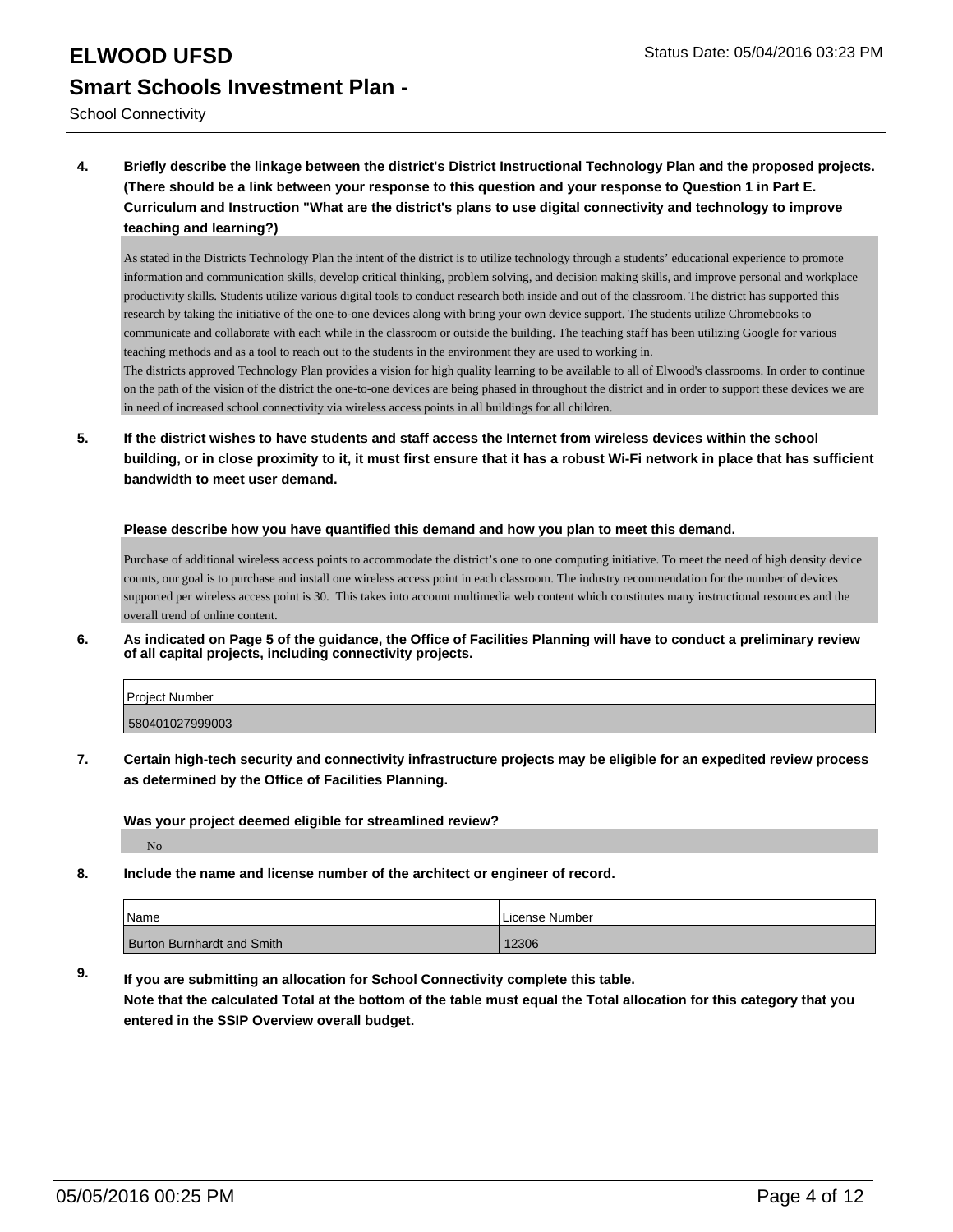# ELWOOD UFSD

## Smart Schools Investment Plan -

School Connectivity

**4. Briefly describe the linkage between the district's District Instructional Technology Plan and the proposed projects. (There should be a link between your response to this question and your response to Question 1 in Part E. Curriculum and Instruction "What are the district's plans to use digital connectivity and technology to improve teaching and learning?)**

As stated in the Districts Technology Plan the intent of the district is to utilize technology through a students' educational experience to promote information and communication skills, develop critical thinking, problem solving, and decision making skills, and improve personal and workplace productivity skills. Students utilize various digital tools to conduct research both inside and out of the classroom. The district has supported this research by taking the initiative of the one-to-one devices along with bring your own device support. The students utilize Chromebooks to communicate and collaborate with each while in the classroom or outside the building. The teaching staff has been utilizing Google for various teaching methods and as a tool to reach out to the students in the environment they are used to working in.
The districts approved Technology Plan provides a vision for high quality learning to be available to all of Elwood's classrooms. In order to continue on the path of the vision of the district the one-to-one devices are being phased in throughout the district and in order to support these devices we are in need of increased school connectivity via wireless access points in all buildings for all children.

**5. If the district wishes to have students and staff access the Internet from wireless devices within the school building, or in close proximity to it, it must first ensure that it has a robust Wi-Fi network in place that has sufficient bandwidth to meet user demand.**

**Please describe how you have quantified this demand and how you plan to meet this demand.**

Purchase of additional wireless access points to accommodate the district's one to one computing initiative. To meet the need of high density device counts, our goal is to purchase and install one wireless access point in each classroom. The industry recommendation for the number of devices supported per wireless access point is 30. This takes into account multimedia web content which constitutes many instructional resources and the overall trend of online content.

**6. As indicated on Page 5 of the guidance, the Office of Facilities Planning will have to conduct a preliminary review of all capital projects, including connectivity projects.**

| Project Number |
|---|
| 580401027999003 |

**7. Certain high-tech security and connectivity infrastructure projects may be eligible for an expedited review process as determined by the Office of Facilities Planning.**

**Was your project deemed eligible for streamlined review?**

No

**8. Include the name and license number of the architect or engineer of record.**

| Name | License Number |
|---|---|
| Burton Burnhardt and Smith | 12306 |

**9. If you are submitting an allocation for School Connectivity complete this table. Note that the calculated Total at the bottom of the table must equal the Total allocation for this category that you entered in the SSIP Overview overall budget.**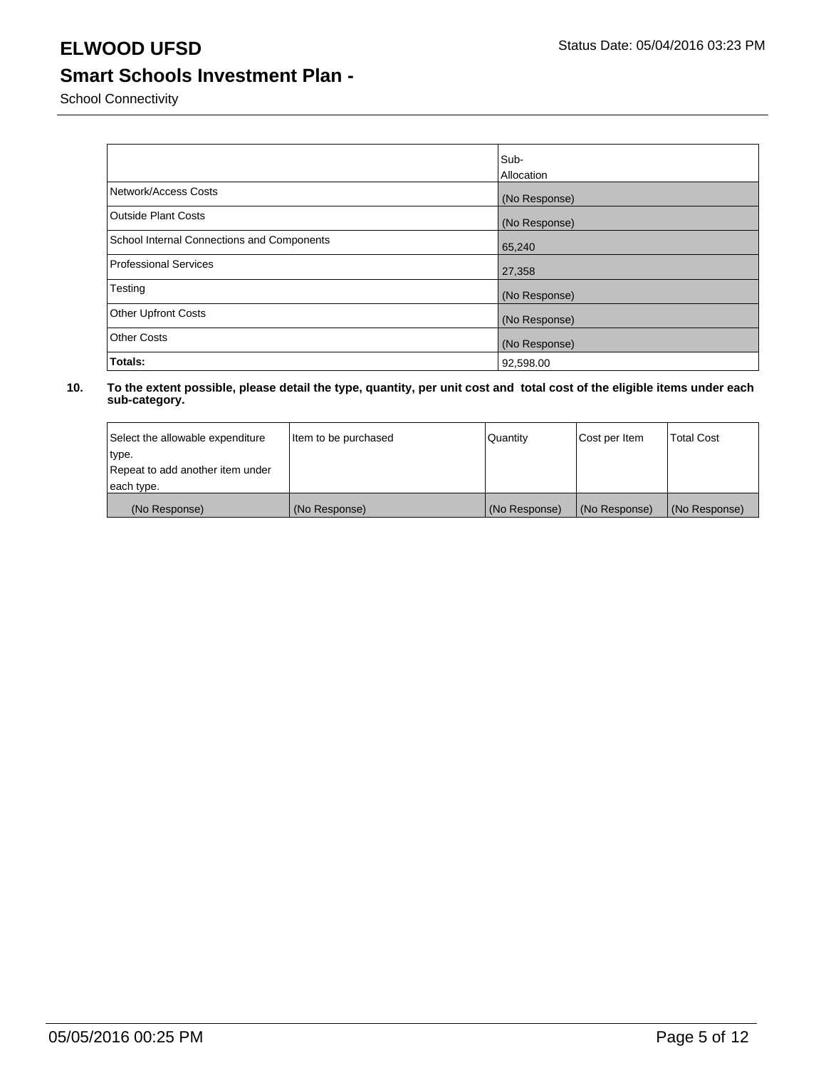|  | Sub-Allocation |
|---|---|
| Network/Access Costs | (No Response) |
| Outside Plant Costs | (No Response) |
| School Internal Connections and Components | 65,240 |
| Professional Services | 27,358 |
| Testing | (No Response) |
| Other Upfront Costs | (No Response) |
| Other Costs | (No Response) |
| **Totals:** | 92,598.00 |

**10. To the extent possible, please detail the type, quantity, per unit cost and total cost of the eligible items under each sub-category.**

| Select the allowable expenditure type. Repeat to add another item under each type. | Item to be purchased | Quantity | Cost per Item | Total Cost |
|---|---|---|---|---|
| (No Response) | (No Response) | (No Response) | (No Response) | (No Response) |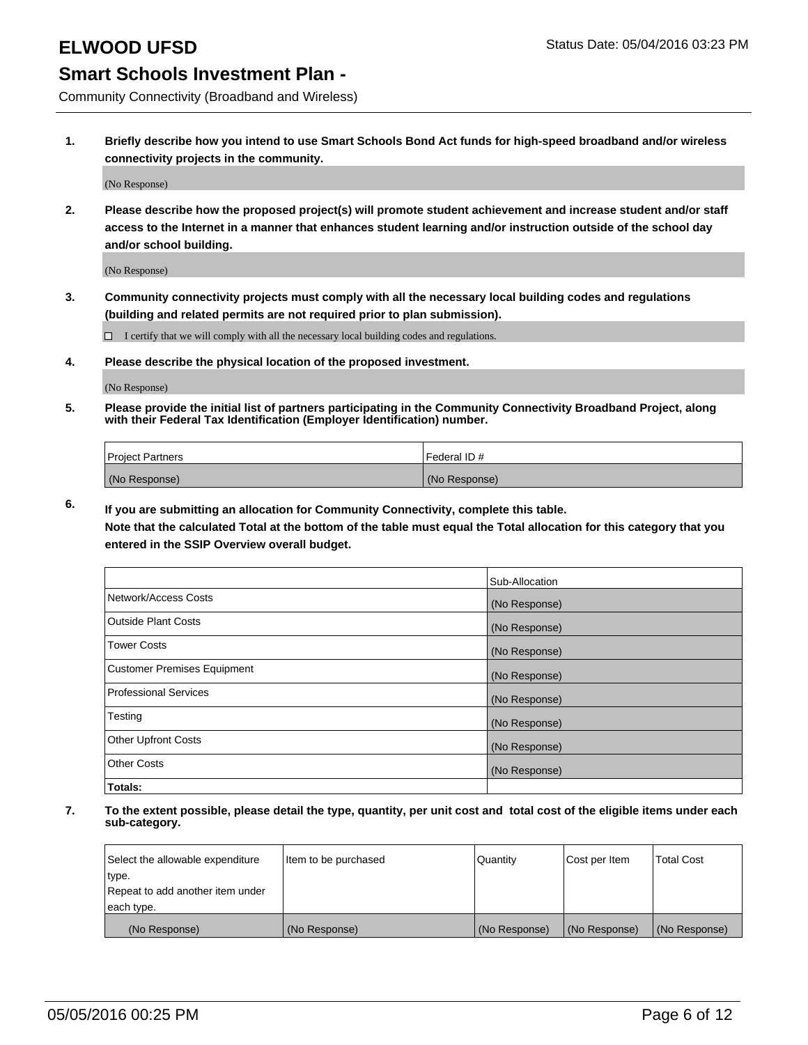# ELWOOD UFSD

Status Date: 05/04/2016 03:23 PM

## Smart Schools Investment Plan -

Community Connectivity (Broadband and Wireless)

1. **Briefly describe how you intend to use Smart Schools Bond Act funds for high-speed broadband and/or wireless connectivity projects in the community.**

   (No Response)

2. **Please describe how the proposed project(s) will promote student achievement and increase student and/or staff access to the Internet in a manner that enhances student learning and/or instruction outside of the school day and/or school building.**

   (No Response)

3. **Community connectivity projects must comply with all the necessary local building codes and regulations (building and related permits are not required prior to plan submission).**

   ☐ I certify that we will comply with all the necessary local building codes and regulations.

4. **Please describe the physical location of the proposed investment.**

   (No Response)

5. **Please provide the initial list of partners participating in the Community Connectivity Broadband Project, along with their Federal Tax Identification (Employer Identification) number.**

| Project Partners | Federal ID # |
| --- | --- |
| (No Response) | (No Response) |

6. **If you are submitting an allocation for Community Connectivity, complete this table.**
   **Note that the calculated Total at the bottom of the table must equal the Total allocation for this category that you entered in the SSIP Overview overall budget.**

| | Sub-Allocation |
| --- | --- |
| Network/Access Costs | (No Response) |
| Outside Plant Costs | (No Response) |
| Tower Costs | (No Response) |
| Customer Premises Equipment | (No Response) |
| Professional Services | (No Response) |
| Testing | (No Response) |
| Other Upfront Costs | (No Response) |
| Other Costs | (No Response) |
| **Totals:** | |

7. **To the extent possible, please detail the type, quantity, per unit cost and total cost of the eligible items under each sub-category.**

| Select the allowable expenditure type. Repeat to add another item under each type. | Item to be purchased | Quantity | Cost per Item | Total Cost |
| --- | --- | --- | --- | --- |
| (No Response) | (No Response) | (No Response) | (No Response) | (No Response) |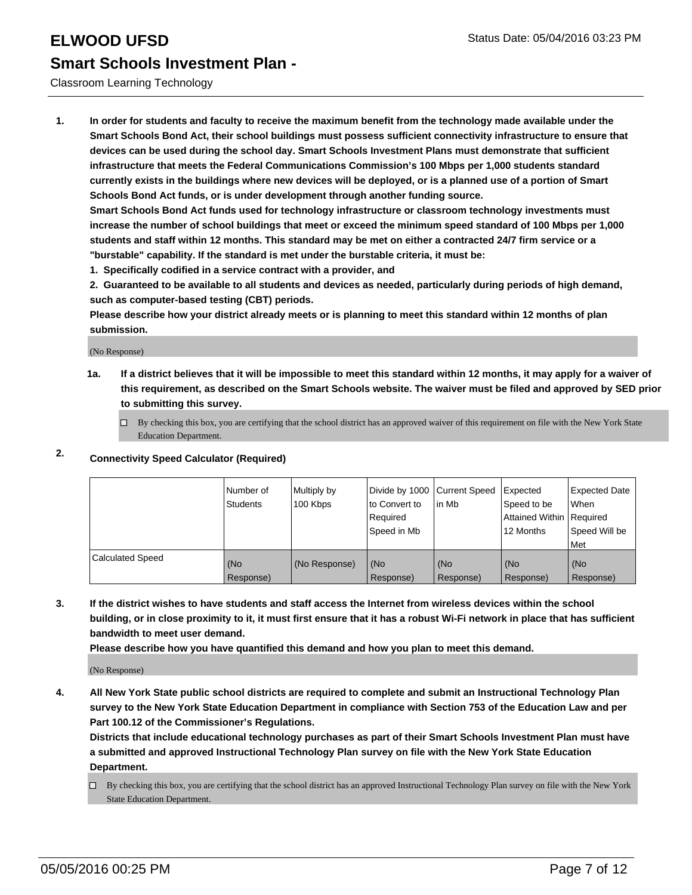# ELWOOD UFSD

Status Date: 05/04/2016 03:23 PM

## Smart Schools Investment Plan -

Classroom Learning Technology

1. **In order for students and faculty to receive the maximum benefit from the technology made available under the Smart Schools Bond Act, their school buildings must possess sufficient connectivity infrastructure to ensure that devices can be used during the school day. Smart Schools Investment Plans must demonstrate that sufficient infrastructure that meets the Federal Communications Commission's 100 Mbps per 1,000 students standard currently exists in the buildings where new devices will be deployed, or is a planned use of a portion of Smart Schools Bond Act funds, or is under development through another funding source.**
   **Smart Schools Bond Act funds used for technology infrastructure or classroom technology investments must increase the number of school buildings that meet or exceed the minimum speed standard of 100 Mbps per 1,000 students and staff within 12 months. This standard may be met on either a contracted 24/7 firm service or a "burstable" capability. If the standard is met under the burstable criteria, it must be:**
   **1. Specifically codified in a service contract with a provider, and**
   **2. Guaranteed to be available to all students and devices as needed, particularly during periods of high demand, such as computer-based testing (CBT) periods.**
   **Please describe how your district already meets or is planning to meet this standard within 12 months of plan submission.**

   (No Response)

   **1a. If a district believes that it will be impossible to meet this standard within 12 months, it may apply for a waiver of this requirement, as described on the Smart Schools website. The waiver must be filed and approved by SED prior to submitting this survey.**

   ☐ By checking this box, you are certifying that the school district has an approved waiver of this requirement on file with the New York State Education Department.

2. **Connectivity Speed Calculator (Required)**

| | Number of Students | Multiply by 100 Kbps | Divide by 1000 to Convert to Required Speed in Mb | Current Speed in Mb | Expected Speed to be Attained Within 12 Months | Expected Date When Required Speed Will be Met |
|---|---|---|---|---|---|---|
| Calculated Speed | (No Response) | (No Response) | (No Response) | (No Response) | (No Response) | (No Response) |

3. **If the district wishes to have students and staff access the Internet from wireless devices within the school building, or in close proximity to it, it must first ensure that it has a robust Wi-Fi network in place that has sufficient bandwidth to meet user demand.**
   **Please describe how you have quantified this demand and how you plan to meet this demand.**

   (No Response)

4. **All New York State public school districts are required to complete and submit an Instructional Technology Plan survey to the New York State Education Department in compliance with Section 753 of the Education Law and per Part 100.12 of the Commissioner's Regulations.**
   **Districts that include educational technology purchases as part of their Smart Schools Investment Plan must have a submitted and approved Instructional Technology Plan survey on file with the New York State Education Department.**

   ☐ By checking this box, you are certifying that the school district has an approved Instructional Technology Plan survey on file with the New York State Education Department.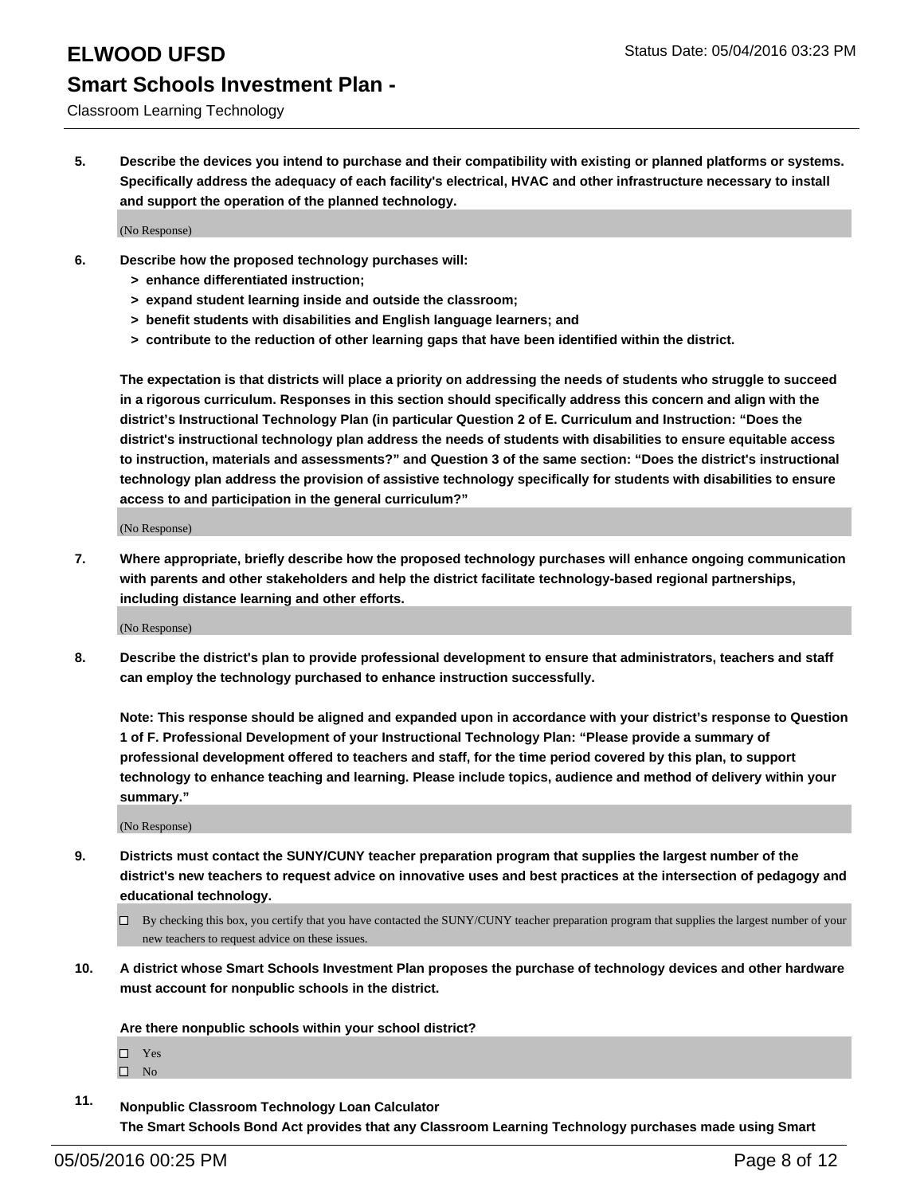**5. Describe the devices you intend to purchase and their compatibility with existing or planned platforms or systems. Specifically address the adequacy of each facility's electrical, HVAC and other infrastructure necessary to install and support the operation of the planned technology.**

(No Response)

**6. Describe how the proposed technology purchases will:**
- **> enhance differentiated instruction;**
- **> expand student learning inside and outside the classroom;**
- **> benefit students with disabilities and English language learners; and**
- **> contribute to the reduction of other learning gaps that have been identified within the district.**

**The expectation is that districts will place a priority on addressing the needs of students who struggle to succeed in a rigorous curriculum. Responses in this section should specifically address this concern and align with the district's Instructional Technology Plan (in particular Question 2 of E. Curriculum and Instruction: "Does the district's instructional technology plan address the needs of students with disabilities to ensure equitable access to instruction, materials and assessments?" and Question 3 of the same section: "Does the district's instructional technology plan address the provision of assistive technology specifically for students with disabilities to ensure access to and participation in the general curriculum?"**

(No Response)

**7. Where appropriate, briefly describe how the proposed technology purchases will enhance ongoing communication with parents and other stakeholders and help the district facilitate technology-based regional partnerships, including distance learning and other efforts.**

(No Response)

**8. Describe the district's plan to provide professional development to ensure that administrators, teachers and staff can employ the technology purchased to enhance instruction successfully.**

**Note: This response should be aligned and expanded upon in accordance with your district's response to Question 1 of F. Professional Development of your Instructional Technology Plan: "Please provide a summary of professional development offered to teachers and staff, for the time period covered by this plan, to support technology to enhance teaching and learning. Please include topics, audience and method of delivery within your summary."**

(No Response)

**9. Districts must contact the SUNY/CUNY teacher preparation program that supplies the largest number of the district's new teachers to request advice on innovative uses and best practices at the intersection of pedagogy and educational technology.**

☐ By checking this box, you certify that you have contacted the SUNY/CUNY teacher preparation program that supplies the largest number of your new teachers to request advice on these issues.

**10. A district whose Smart Schools Investment Plan proposes the purchase of technology devices and other hardware must account for nonpublic schools in the district.**

**Are there nonpublic schools within your school district?**

☐ Yes
☐ No

**11. Nonpublic Classroom Technology Loan Calculator**
**The Smart Schools Bond Act provides that any Classroom Learning Technology purchases made using Smart**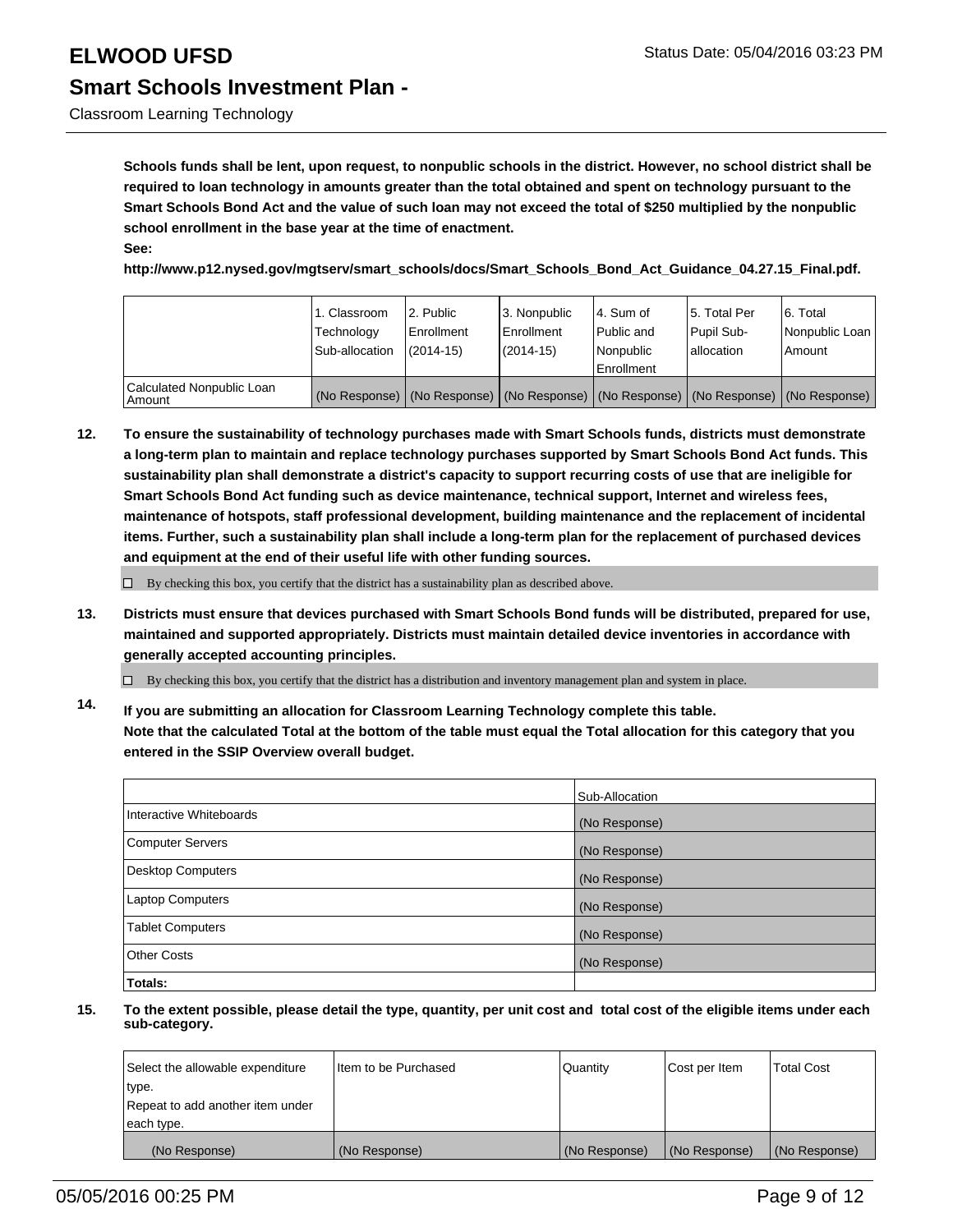**Schools funds shall be lent, upon request, to nonpublic schools in the district. However, no school district shall be required to loan technology in amounts greater than the total obtained and spent on technology pursuant to the Smart Schools Bond Act and the value of such loan may not exceed the total of $250 multiplied by the nonpublic school enrollment in the base year at the time of enactment.**
**See:**
**http://www.p12.nysed.gov/mgtserv/smart_schools/docs/Smart_Schools_Bond_Act_Guidance_04.27.15_Final.pdf.**

| | 1. Classroom Technology Sub-allocation | 2. Public Enrollment (2014-15) | 3. Nonpublic Enrollment (2014-15) | 4. Sum of Public and Nonpublic Enrollment | 5. Total Per Pupil Sub-allocation | 6. Total Nonpublic Loan Amount |
|---|---|---|---|---|---|---|
| Calculated Nonpublic Loan Amount | (No Response) | (No Response) | (No Response) | (No Response) | (No Response) | (No Response) |

**12. To ensure the sustainability of technology purchases made with Smart Schools funds, districts must demonstrate a long-term plan to maintain and replace technology purchases supported by Smart Schools Bond Act funds. This sustainability plan shall demonstrate a district's capacity to support recurring costs of use that are ineligible for Smart Schools Bond Act funding such as device maintenance, technical support, Internet and wireless fees, maintenance of hotspots, staff professional development, building maintenance and the replacement of incidental items. Further, such a sustainability plan shall include a long-term plan for the replacement of purchased devices and equipment at the end of their useful life with other funding sources.**

☐ By checking this box, you certify that the district has a sustainability plan as described above.

**13. Districts must ensure that devices purchased with Smart Schools Bond funds will be distributed, prepared for use, maintained and supported appropriately. Districts must maintain detailed device inventories in accordance with generally accepted accounting principles.**

☐ By checking this box, you certify that the district has a distribution and inventory management plan and system in place.

**14. If you are submitting an allocation for Classroom Learning Technology complete this table.**
**Note that the calculated Total at the bottom of the table must equal the Total allocation for this category that you entered in the SSIP Overview overall budget.**

| | Sub-Allocation |
|---|---|
| Interactive Whiteboards | (No Response) |
| Computer Servers | (No Response) |
| Desktop Computers | (No Response) |
| Laptop Computers | (No Response) |
| Tablet Computers | (No Response) |
| Other Costs | (No Response) |
| **Totals:** | |

**15. To the extent possible, please detail the type, quantity, per unit cost and total cost of the eligible items under each sub-category.**

| Select the allowable expenditure type. Repeat to add another item under each type. | Item to be Purchased | Quantity | Cost per Item | Total Cost |
|---|---|---|---|---|
| (No Response) | (No Response) | (No Response) | (No Response) | (No Response) |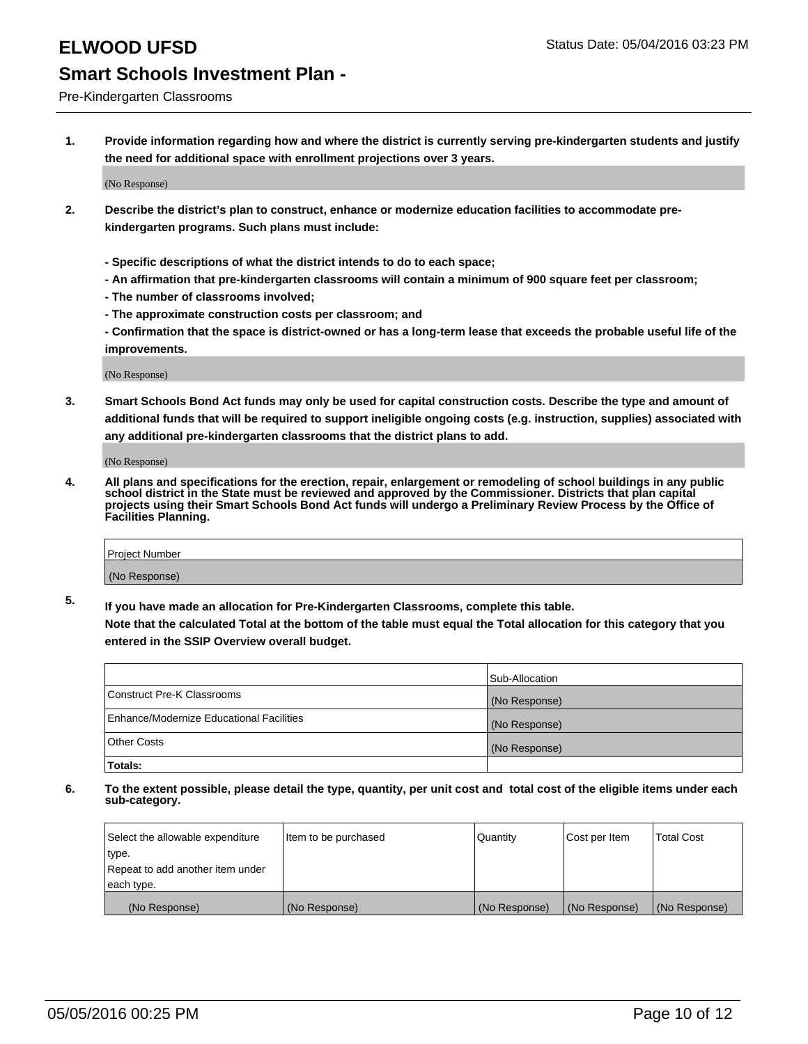# ELWOOD UFSD

Status Date: 05/04/2016 03:23 PM

## Smart Schools Investment Plan -

Pre-Kindergarten Classrooms

**1. Provide information regarding how and where the district is currently serving pre-kindergarten students and justify the need for additional space with enrollment projections over 3 years.**

(No Response)

**2. Describe the district's plan to construct, enhance or modernize education facilities to accommodate pre-kindergarten programs. Such plans must include:**

**- Specific descriptions of what the district intends to do to each space;**
**- An affirmation that pre-kindergarten classrooms will contain a minimum of 900 square feet per classroom;**
**- The number of classrooms involved;**
**- The approximate construction costs per classroom; and**
**- Confirmation that the space is district-owned or has a long-term lease that exceeds the probable useful life of the improvements.**

(No Response)

**3. Smart Schools Bond Act funds may only be used for capital construction costs. Describe the type and amount of additional funds that will be required to support ineligible ongoing costs (e.g. instruction, supplies) associated with any additional pre-kindergarten classrooms that the district plans to add.**

(No Response)

**4. All plans and specifications for the erection, repair, enlargement or remodeling of school buildings in any public school district in the State must be reviewed and approved by the Commissioner. Districts that plan capital projects using their Smart Schools Bond Act funds will undergo a Preliminary Review Process by the Office of Facilities Planning.**

| Project Number |
|---|
| (No Response) |

**5. If you have made an allocation for Pre-Kindergarten Classrooms, complete this table.**
**Note that the calculated Total at the bottom of the table must equal the Total allocation for this category that you entered in the SSIP Overview overall budget.**

| | Sub-Allocation |
|---|---|
| Construct Pre-K Classrooms | (No Response) |
| Enhance/Modernize Educational Facilities | (No Response) |
| Other Costs | (No Response) |
| **Totals:** | |

**6. To the extent possible, please detail the type, quantity, per unit cost and total cost of the eligible items under each sub-category.**

| Select the allowable expenditure type. Repeat to add another item under each type. | Item to be purchased | Quantity | Cost per Item | Total Cost |
|---|---|---|---|---|
| (No Response) | (No Response) | (No Response) | (No Response) | (No Response) |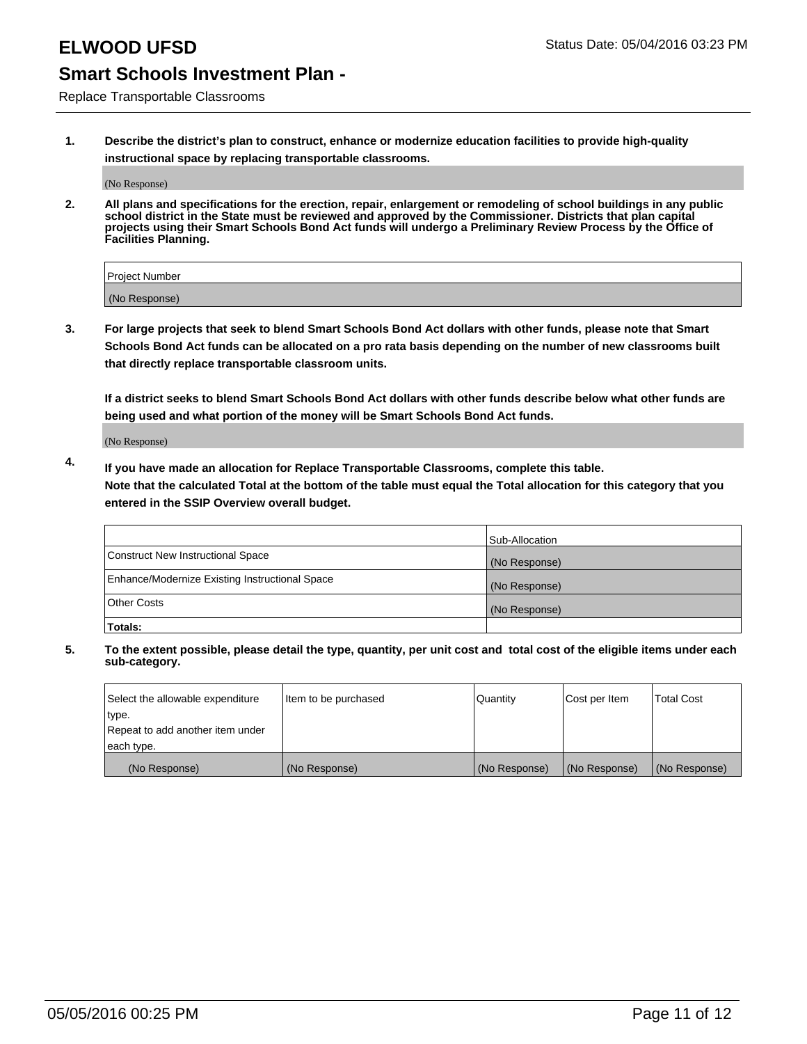# ELWOOD UFSD

Status Date: 05/04/2016 03:23 PM

## Smart Schools Investment Plan -

Replace Transportable Classrooms

**1. Describe the district's plan to construct, enhance or modernize education facilities to provide high-quality instructional space by replacing transportable classrooms.**

(No Response)

**2. All plans and specifications for the erection, repair, enlargement or remodeling of school buildings in any public school district in the State must be reviewed and approved by the Commissioner. Districts that plan capital projects using their Smart Schools Bond Act funds will undergo a Preliminary Review Process by the Office of Facilities Planning.**

| Project Number |
| --- |
| (No Response) |

**3. For large projects that seek to blend Smart Schools Bond Act dollars with other funds, please note that Smart Schools Bond Act funds can be allocated on a pro rata basis depending on the number of new classrooms built that directly replace transportable classroom units.**

**If a district seeks to blend Smart Schools Bond Act dollars with other funds describe below what other funds are being used and what portion of the money will be Smart Schools Bond Act funds.**

(No Response)

**4. If you have made an allocation for Replace Transportable Classrooms, complete this table.**
**Note that the calculated Total at the bottom of the table must equal the Total allocation for this category that you entered in the SSIP Overview overall budget.**

| | Sub-Allocation |
| --- | --- |
| Construct New Instructional Space | (No Response) |
| Enhance/Modernize Existing Instructional Space | (No Response) |
| Other Costs | (No Response) |
| **Totals:** | |

**5. To the extent possible, please detail the type, quantity, per unit cost and total cost of the eligible items under each sub-category.**

| Select the allowable expenditure type. Repeat to add another item under each type. | Item to be purchased | Quantity | Cost per Item | Total Cost |
| --- | --- | --- | --- | --- |
| (No Response) | (No Response) | (No Response) | (No Response) | (No Response) |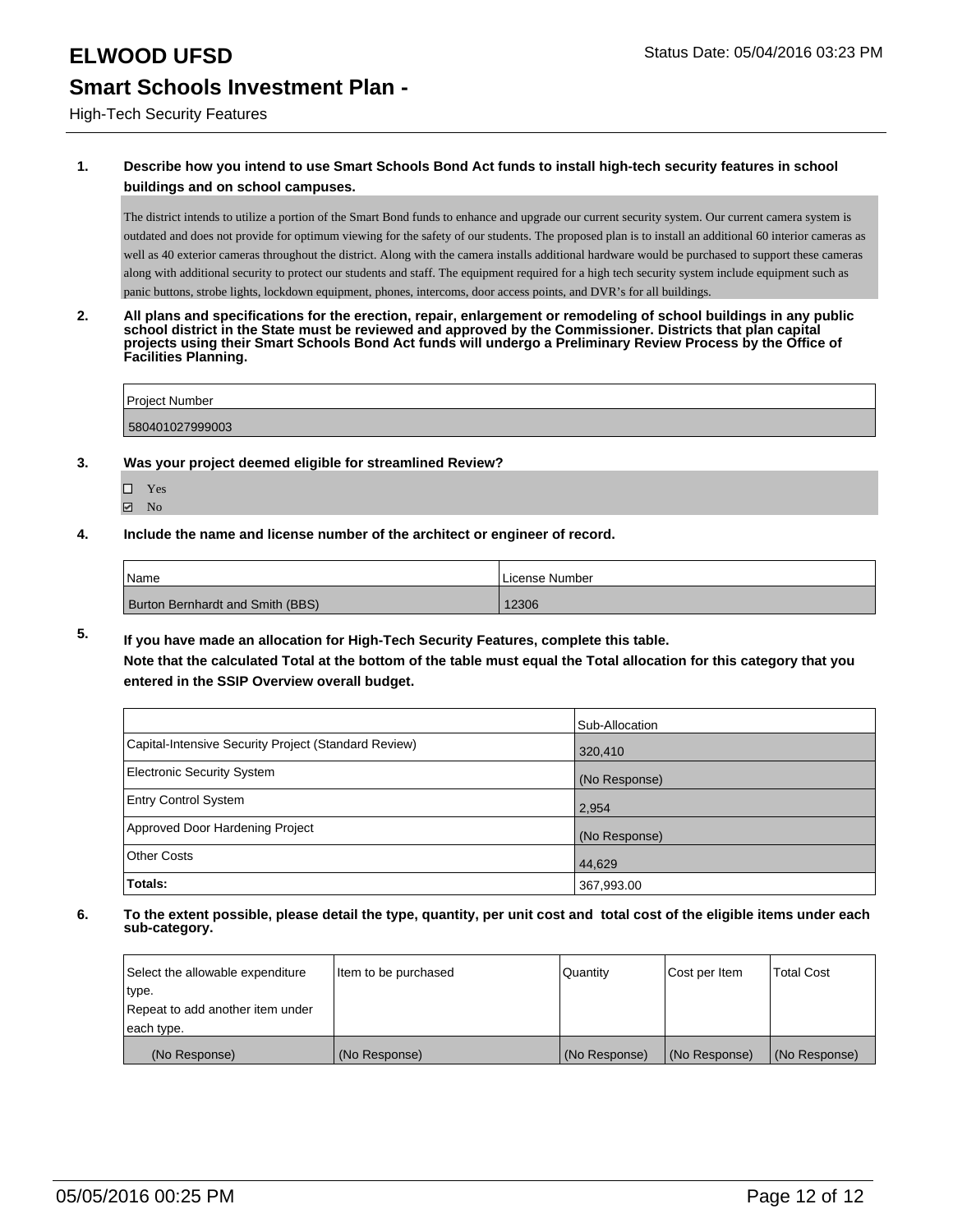# ELWOOD UFSD

Status Date: 05/04/2016 03:23 PM

## Smart Schools Investment Plan -

High-Tech Security Features

**1. Describe how you intend to use Smart Schools Bond Act funds to install high-tech security features in school buildings and on school campuses.**

The district intends to utilize a portion of the Smart Bond funds to enhance and upgrade our current security system. Our current camera system is outdated and does not provide for optimum viewing for the safety of our students. The proposed plan is to install an additional 60 interior cameras as well as 40 exterior cameras throughout the district. Along with the camera installs additional hardware would be purchased to support these cameras along with additional security to protect our students and staff. The equipment required for a high tech security system include equipment such as panic buttons, strobe lights, lockdown equipment, phones, intercoms, door access points, and DVR's for all buildings.

**2. All plans and specifications for the erection, repair, enlargement or remodeling of school buildings in any public school district in the State must be reviewed and approved by the Commissioner. Districts that plan capital projects using their Smart Schools Bond Act funds will undergo a Preliminary Review Process by the Office of Facilities Planning.**

| Project Number |
|---|
| 580401027999003 |

**3. Was your project deemed eligible for streamlined Review?**

- ☐ Yes
- ☑ No

**4. Include the name and license number of the architect or engineer of record.**

| Name | License Number |
|---|---|
| Burton Bernhardt and Smith (BBS) | 12306 |

**5. If you have made an allocation for High-Tech Security Features, complete this table.**
**Note that the calculated Total at the bottom of the table must equal the Total allocation for this category that you entered in the SSIP Overview overall budget.**

| | Sub-Allocation |
|---|---|
| Capital-Intensive Security Project (Standard Review) | 320,410 |
| Electronic Security System | (No Response) |
| Entry Control System | 2,954 |
| Approved Door Hardening Project | (No Response) |
| Other Costs | 44,629 |
| **Totals:** | 367,993.00 |

**6. To the extent possible, please detail the type, quantity, per unit cost and total cost of the eligible items under each sub-category.**

| Select the allowable expenditure type. Repeat to add another item under each type. | Item to be purchased | Quantity | Cost per Item | Total Cost |
|---|---|---|---|---|
| (No Response) | (No Response) | (No Response) | (No Response) | (No Response) |